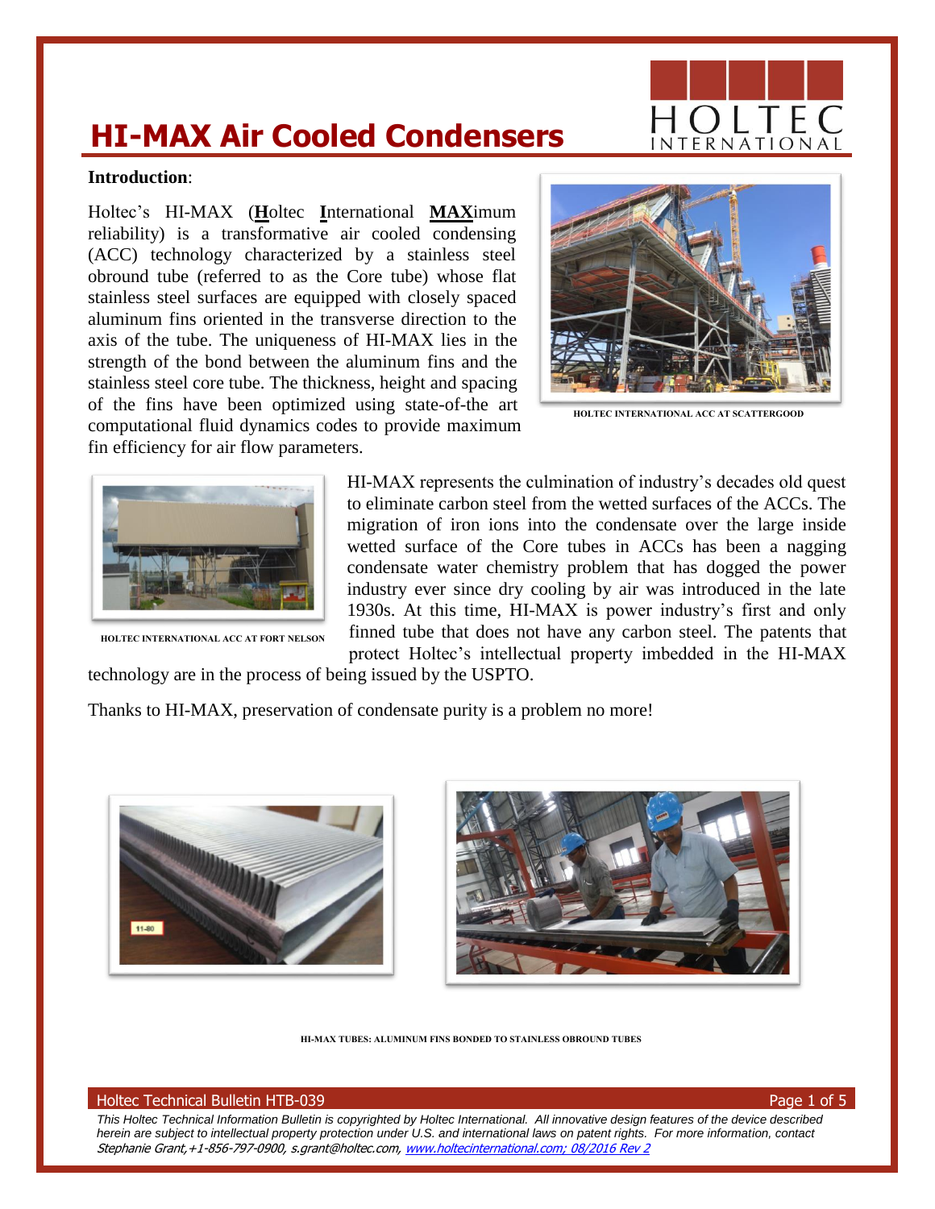# HI-MAX Air Cooled Condensers

**Introduction**:

Holtec's HI-MAX (**H**oltec **I**nternational **MAX**imum reliability) is a transformative air cooled condensing (ACC) technology characterized by a stainless steel obround tube (referred to as the Core tube) whose flat stainless steel surfaces are equipped with closely spaced aluminum fins oriented in the transverse direction to the axis of the tube. The uniqueness of HI-MAX lies in the strength of the bond between the aluminum fins and the stainless steel core tube. The thickness, height and spacing of the fins have been optimized using state-of-the art computational fluid dynamics codes to provide maximum fin efficiency for air flow parameters.

HOLTEC INTERNATIONAL ACC AT SCATTERGOOD

HI-MAX represents the culmination of industry's decades old quest to eliminate carbon steel from the wetted surfaces of the ACCs. The migration of iron ions into the condensate over the large inside wetted surface of the Core tubes in ACCs has been a nagging condensate water chemistry problem that has dogged the power industry ever since dry cooling by air was introduced in the late 1930s. At this time, HI-MAX is power industry's first and only finned tube that does not have any carbon steel. The patents that protect Holtec's intellectual property imbedded in the HI-MAX technology are in the process of being issued by the USPTO.

HOLTEC INTERNATIONAL ACC AT FORT NELSON

Thanks to HI-MAX, preservation of condensate purity is a problem no more!

HI-MAX TUBES: ALUMINUM FINS BONDED TO STAINLESS OBROUND TUBES

*This Holtec Technical Information Bulletin is copyrighted by Holtec International. All innovative design features of the device described herein are subject to intellectual property protection under U.S. and international laws on patent rights. For more information, contact Stephanie Grant,+1-856-797-0900, s.grant@holtec.com, www.holtecinternational.com; 08/2016 Rev 2*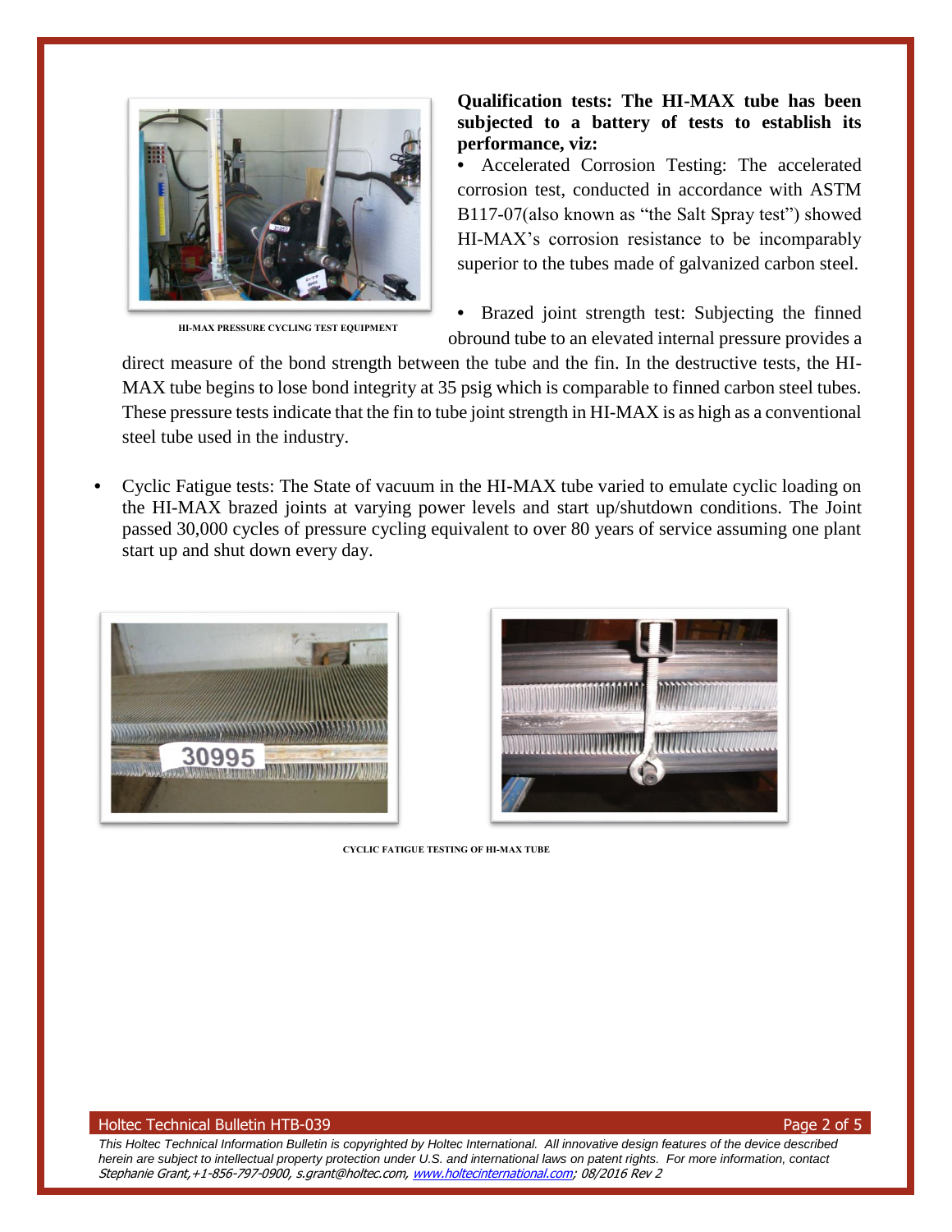**Qualification tests: The HI-MAX tube has been subjected to a battery of tests to establish its performance, viz:**

- Accelerated Corrosion Testing: The accelerated corrosion test, conducted in accordance with ASTM B117-07(also known as "the Salt Spray test") showed HI-MAX's corrosion resistance to be incomparably superior to the tubes made of galvanized carbon steel.

- Brazed joint strength test: Subjecting the finned obround tube to an elevated internal pressure provides a direct measure of the bond strength between the tube and the fin. In the destructive tests, the HI-MAX tube begins to lose bond integrity at 35 psig which is comparable to finned carbon steel tubes. These pressure tests indicate that the fin to tube joint strength in HI-MAX is as high as a conventional steel tube used in the industry.

HI-MAX PRESSURE CYCLING TEST EQUIPMENT

- Cyclic Fatigue tests: The State of vacuum in the HI-MAX tube varied to emulate cyclic loading on the HI-MAX brazed joints at varying power levels and start up/shutdown conditions. The Joint passed 30,000 cycles of pressure cycling equivalent to over 80 years of service assuming one plant start up and shut down every day.

CYCLIC FATIGUE TESTING OF HI-MAX TUBE

*This Holtec Technical Information Bulletin is copyrighted by Holtec International. All innovative design features of the device described herein are subject to intellectual property protection under U.S. and international laws on patent rights. For more information, contact Stephanie Grant,+1-856-797-0900, s.grant@holtec.com, www.holtecinternational.com; 08/2016 Rev 2*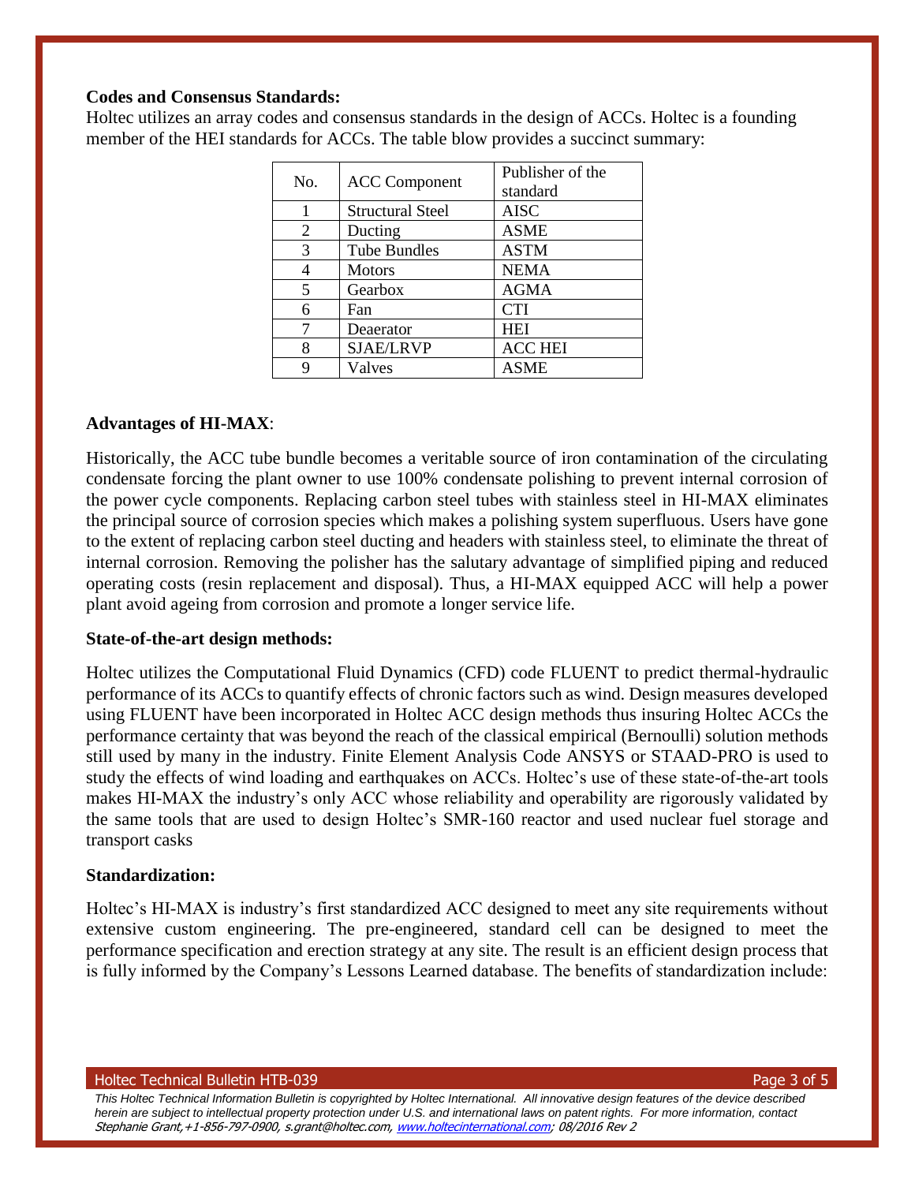**Codes and Consensus Standards:**

Holtec utilizes an array codes and consensus standards in the design of ACCs. Holtec is a founding member of the HEI standards for ACCs. The table blow provides a succinct summary:

| No. | ACC Component | Publisher of the standard |
|---|---|---|
| 1 | Structural Steel | AISC |
| 2 | Ducting | ASME |
| 3 | Tube Bundles | ASTM |
| 4 | Motors | NEMA |
| 5 | Gearbox | AGMA |
| 6 | Fan | CTI |
| 7 | Deaerator | HEI |
| 8 | SJAE/LRVP | ACC HEI |
| 9 | Valves | ASME |

**Advantages of HI-MAX**:

Historically, the ACC tube bundle becomes a veritable source of iron contamination of the circulating condensate forcing the plant owner to use 100% condensate polishing to prevent internal corrosion of the power cycle components. Replacing carbon steel tubes with stainless steel in HI-MAX eliminates the principal source of corrosion species which makes a polishing system superfluous. Users have gone to the extent of replacing carbon steel ducting and headers with stainless steel, to eliminate the threat of internal corrosion. Removing the polisher has the salutary advantage of simplified piping and reduced operating costs (resin replacement and disposal). Thus, a HI-MAX equipped ACC will help a power plant avoid ageing from corrosion and promote a longer service life.

**State-of-the-art design methods:**

Holtec utilizes the Computational Fluid Dynamics (CFD) code FLUENT to predict thermal-hydraulic performance of its ACCs to quantify effects of chronic factors such as wind. Design measures developed using FLUENT have been incorporated in Holtec ACC design methods thus insuring Holtec ACCs the performance certainty that was beyond the reach of the classical empirical (Bernoulli) solution methods still used by many in the industry. Finite Element Analysis Code ANSYS or STAAD-PRO is used to study the effects of wind loading and earthquakes on ACCs. Holtec's use of these state-of-the-art tools makes HI-MAX the industry's only ACC whose reliability and operability are rigorously validated by the same tools that are used to design Holtec's SMR-160 reactor and used nuclear fuel storage and transport casks

**Standardization:**

Holtec's HI-MAX is industry's first standardized ACC designed to meet any site requirements without extensive custom engineering. The pre-engineered, standard cell can be designed to meet the performance specification and erection strategy at any site. The result is an efficient design process that is fully informed by the Company's Lessons Learned database. The benefits of standardization include: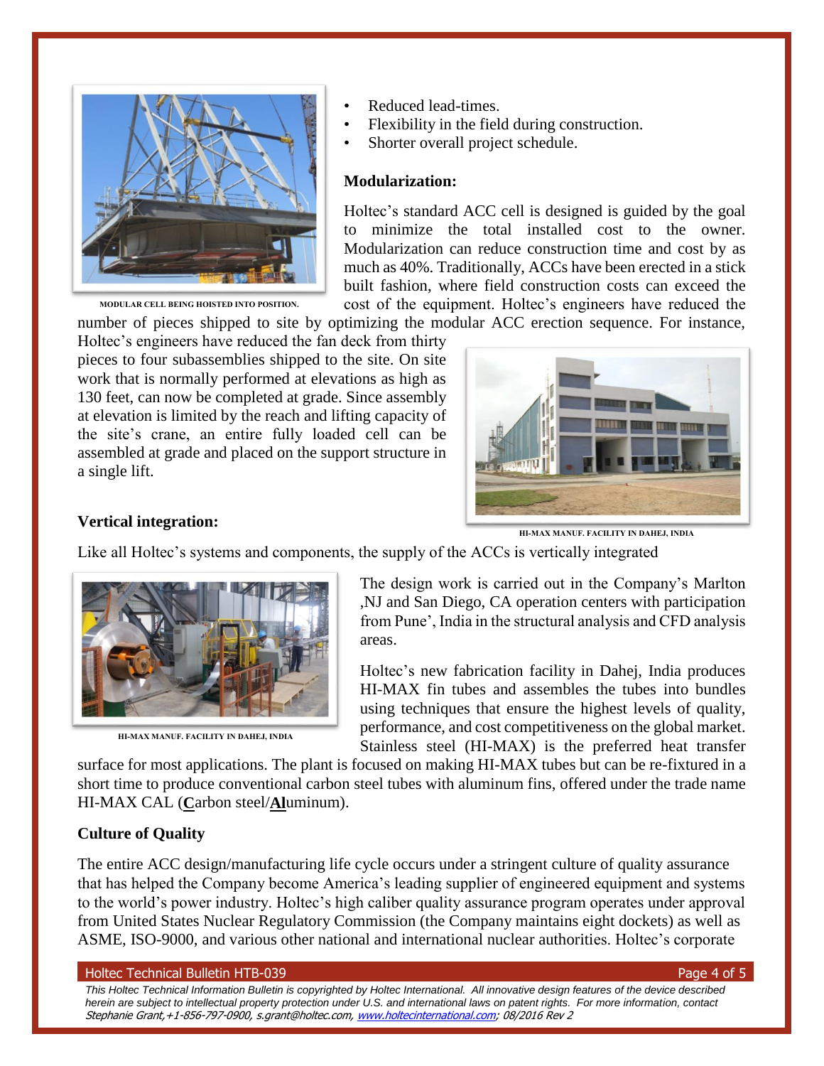- Reduced lead-times.
- Flexibility in the field during construction.
- Shorter overall project schedule.

MODULAR CELL BEING HOISTED INTO POSITION.

**Modularization:**

Holtec's standard ACC cell is designed is guided by the goal to minimize the total installed cost to the owner. Modularization can reduce construction time and cost by as much as 40%. Traditionally, ACCs have been erected in a stick built fashion, where field construction costs can exceed the cost of the equipment. Holtec's engineers have reduced the number of pieces shipped to site by optimizing the modular ACC erection sequence. For instance, Holtec's engineers have reduced the fan deck from thirty pieces to four subassemblies shipped to the site. On site work that is normally performed at elevations as high as 130 feet, can now be completed at grade. Since assembly at elevation is limited by the reach and lifting capacity of the site's crane, an entire fully loaded cell can be assembled at grade and placed on the support structure in a single lift.

HI-MAX MANUF. FACILITY IN DAHEJ, INDIA

**Vertical integration:**

Like all Holtec's systems and components, the supply of the ACCs is vertically integrated

The design work is carried out in the Company's Marlton ,NJ and San Diego, CA operation centers with participation from Pune', India in the structural analysis and CFD analysis areas.

HI-MAX MANUF. FACILITY IN DAHEJ, INDIA

Holtec's new fabrication facility in Dahej, India produces HI-MAX fin tubes and assembles the tubes into bundles using techniques that ensure the highest levels of quality, performance, and cost competitiveness on the global market. Stainless steel (HI-MAX) is the preferred heat transfer surface for most applications. The plant is focused on making HI-MAX tubes but can be re-fixtured in a short time to produce conventional carbon steel tubes with aluminum fins, offered under the trade name HI-MAX CAL (**C**arbon steel/**Al**uminum).

**Culture of Quality**

The entire ACC design/manufacturing life cycle occurs under a stringent culture of quality assurance that has helped the Company become America's leading supplier of engineered equipment and systems to the world's power industry. Holtec's high caliber quality assurance program operates under approval from United States Nuclear Regulatory Commission (the Company maintains eight dockets) as well as ASME, ISO-9000, and various other national and international nuclear authorities. Holtec's corporate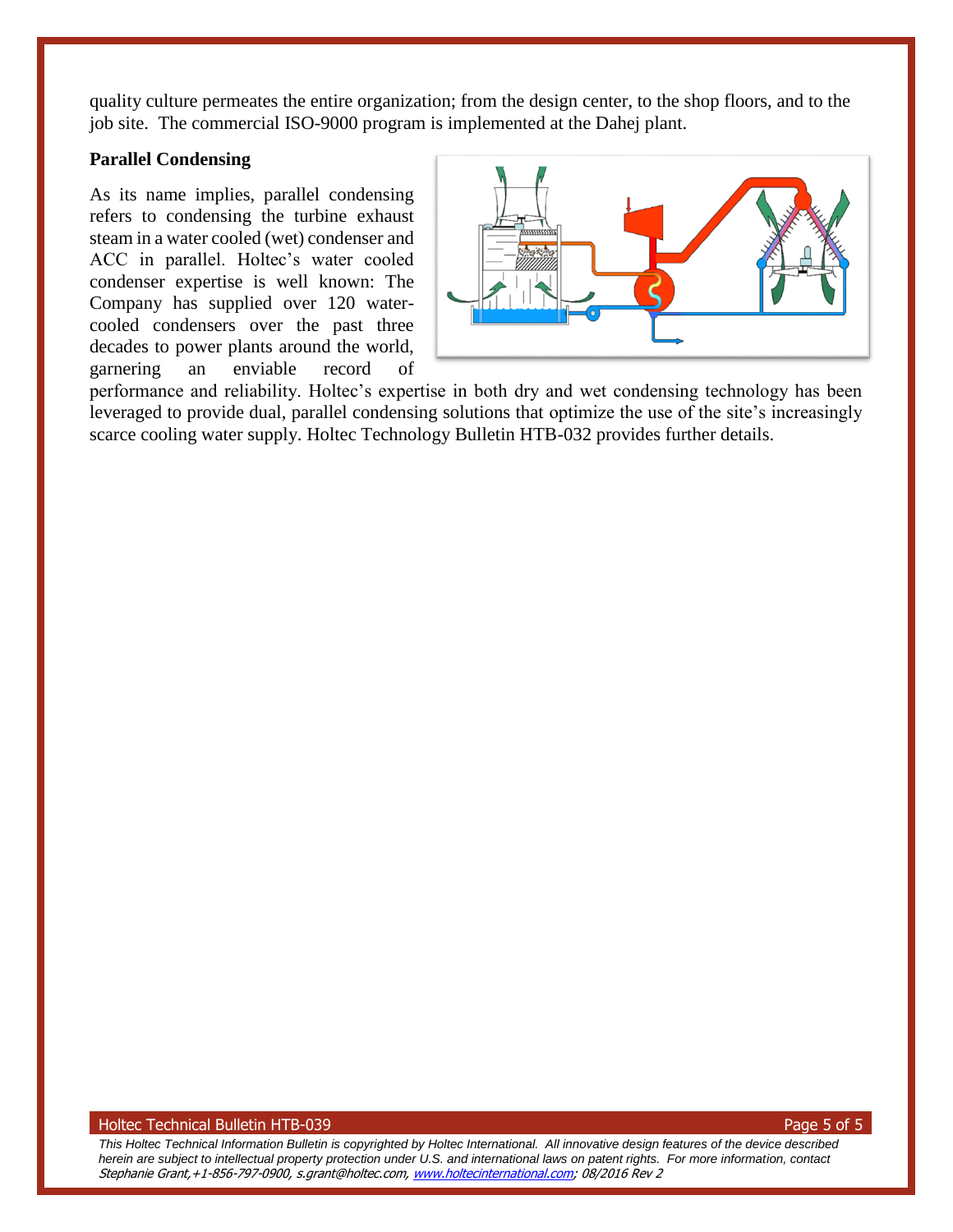quality culture permeates the entire organization; from the design center, to the shop floors, and to the job site. The commercial ISO-9000 program is implemented at the Dahej plant.

**Parallel Condensing**

As its name implies, parallel condensing refers to condensing the turbine exhaust steam in a water cooled (wet) condenser and ACC in parallel. Holtec's water cooled condenser expertise is well known: The Company has supplied over 120 water-cooled condensers over the past three decades to power plants around the world, garnering an enviable record of performance and reliability. Holtec's expertise in both dry and wet condensing technology has been leveraged to provide dual, parallel condensing solutions that optimize the use of the site's increasingly scarce cooling water supply. Holtec Technology Bulletin HTB-032 provides further details.

*This Holtec Technical Information Bulletin is copyrighted by Holtec International. All innovative design features of the device described herein are subject to intellectual property protection under U.S. and international laws on patent rights. For more information, contact Stephanie Grant,+1-856-797-0900, s.grant@holtec.com, www.holtecinternational.com; 08/2016 Rev 2*